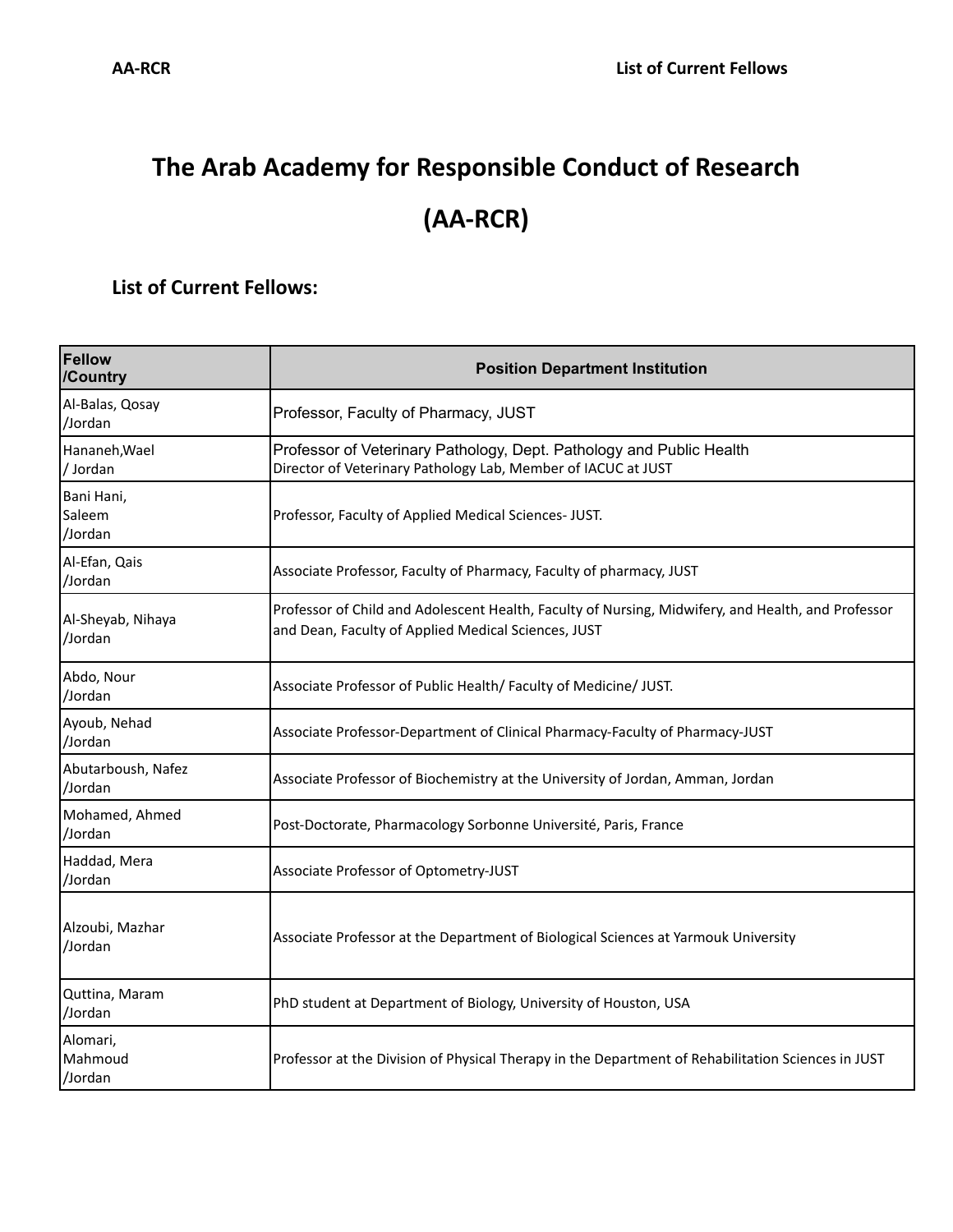# The Arab Academy for Responsible Conduct of Research

# (AA-RCR)

## List of Current Fellows:

| Fellow /Country | Position Department Institution |
|---|---|
| Al-Balas, Qosay /Jordan | Professor, Faculty of Pharmacy, JUST |
| Hananeh,Wael / Jordan | Professor of Veterinary Pathology, Dept. Pathology and Public Health<br>Director of Veterinary Pathology Lab, Member of IACUC at JUST |
| Bani Hani, Saleem /Jordan | Professor, Faculty of Applied Medical Sciences- JUST. |
| Al-Efan, Qais /Jordan | Associate Professor, Faculty of Pharmacy, Faculty of pharmacy, JUST |
| Al-Sheyab, Nihaya /Jordan | Professor of Child and Adolescent Health, Faculty of Nursing, Midwifery, and Health, and Professor and Dean, Faculty of Applied Medical Sciences, JUST |
| Abdo, Nour /Jordan | Associate Professor of Public Health/ Faculty of Medicine/ JUST. |
| Ayoub, Nehad /Jordan | Associate Professor-Department of Clinical Pharmacy-Faculty of Pharmacy-JUST |
| Abutarboush, Nafez /Jordan | Associate Professor of Biochemistry at the University of Jordan, Amman, Jordan |
| Mohamed, Ahmed /Jordan | Post-Doctorate, Pharmacology Sorbonne Université, Paris, France |
| Haddad, Mera /Jordan | Associate Professor of Optometry-JUST |
| Alzoubi, Mazhar /Jordan | Associate Professor at the Department of Biological Sciences at Yarmouk University |
| Quttina, Maram /Jordan | PhD student at Department of Biology, University of Houston, USA |
| Alomari, Mahmoud /Jordan | Professor at the Division of Physical Therapy in the Department of Rehabilitation Sciences in JUST |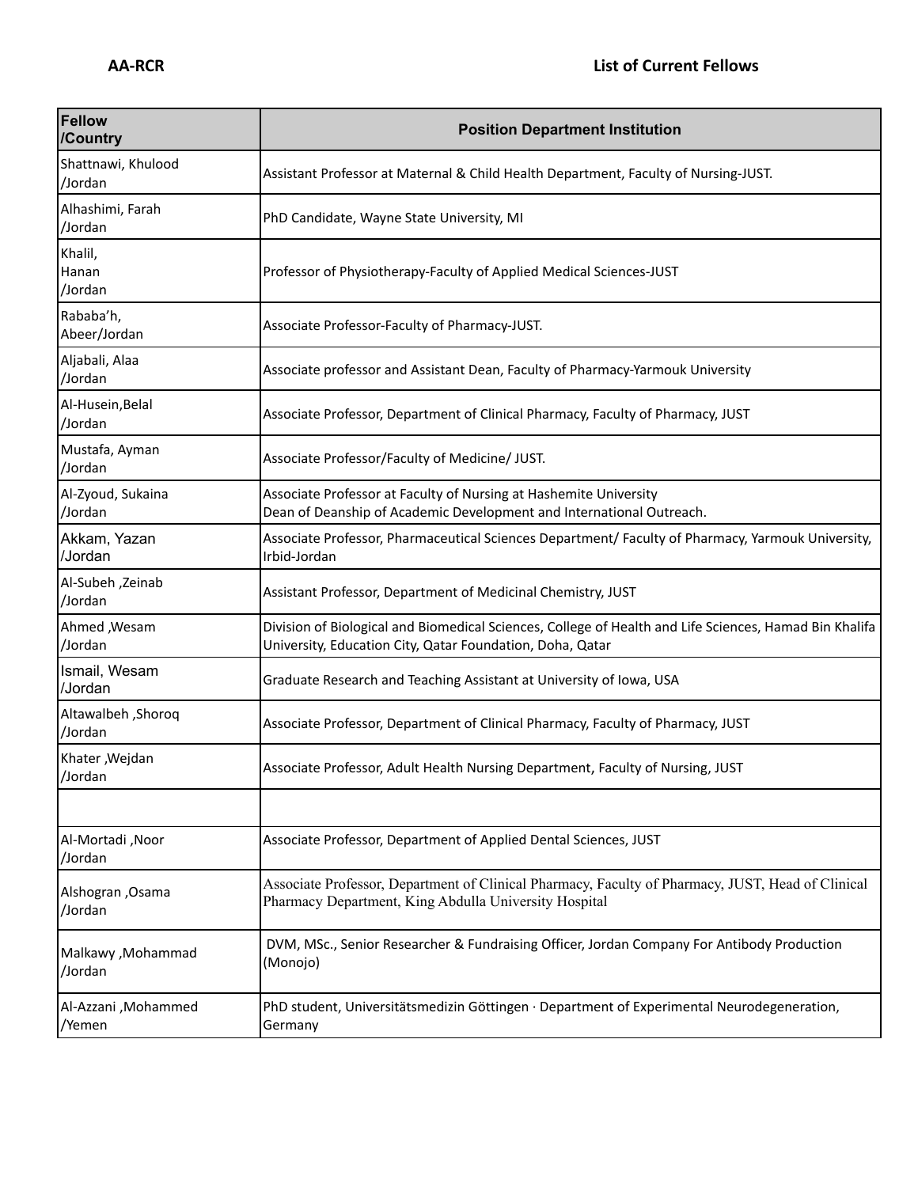**AA-RCR** **List of Current Fellows**

| Fellow /Country | Position Department Institution |
|---|---|
| Shattnawi, Khulood /Jordan | Assistant Professor at Maternal & Child Health Department, Faculty of Nursing-JUST. |
| Alhashimi, Farah /Jordan | PhD Candidate, Wayne State University, MI |
| Khalil, Hanan /Jordan | Professor of Physiotherapy-Faculty of Applied Medical Sciences-JUST |
| Rababa'h, Abeer/Jordan | Associate Professor-Faculty of Pharmacy-JUST. |
| Aljabali, Alaa /Jordan | Associate professor and Assistant Dean, Faculty of Pharmacy-Yarmouk University |
| Al-Husein,Belal /Jordan | Associate Professor, Department of Clinical Pharmacy, Faculty of Pharmacy, JUST |
| Mustafa, Ayman /Jordan | Associate Professor/Faculty of Medicine/ JUST. |
| Al-Zyoud, Sukaina /Jordan | Associate Professor at Faculty of Nursing at Hashemite University Dean of Deanship of Academic Development and International Outreach. |
| Akkam, Yazan /Jordan | Associate Professor, Pharmaceutical Sciences Department/ Faculty of Pharmacy, Yarmouk University, Irbid-Jordan |
| Al-Subeh ,Zeinab /Jordan | Assistant Professor, Department of Medicinal Chemistry, JUST |
| Ahmed ,Wesam /Jordan | Division of Biological and Biomedical Sciences, College of Health and Life Sciences, Hamad Bin Khalifa University, Education City, Qatar Foundation, Doha, Qatar |
| Ismail, Wesam /Jordan | Graduate Research and Teaching Assistant at University of Iowa, USA |
| Altawalbeh ,Shoroq /Jordan | Associate Professor, Department of Clinical Pharmacy, Faculty of Pharmacy, JUST |
| Khater ,Wejdan /Jordan | Associate Professor, Adult Health Nursing Department, Faculty of Nursing, JUST |
| | |
| Al-Mortadi ,Noor /Jordan | Associate Professor, Department of Applied Dental Sciences, JUST |
| Alshogran ,Osama /Jordan | Associate Professor, Department of Clinical Pharmacy, Faculty of Pharmacy, JUST, Head of Clinical Pharmacy Department, King Abdulla University Hospital |
| Malkawy ,Mohammad /Jordan | DVM, MSc., Senior Researcher & Fundraising Officer, Jordan Company For Antibody Production (Monojo) |
| Al-Azzani ,Mohammed /Yemen | PhD student, Universitätsmedizin Göttingen · Department of Experimental Neurodegeneration, Germany |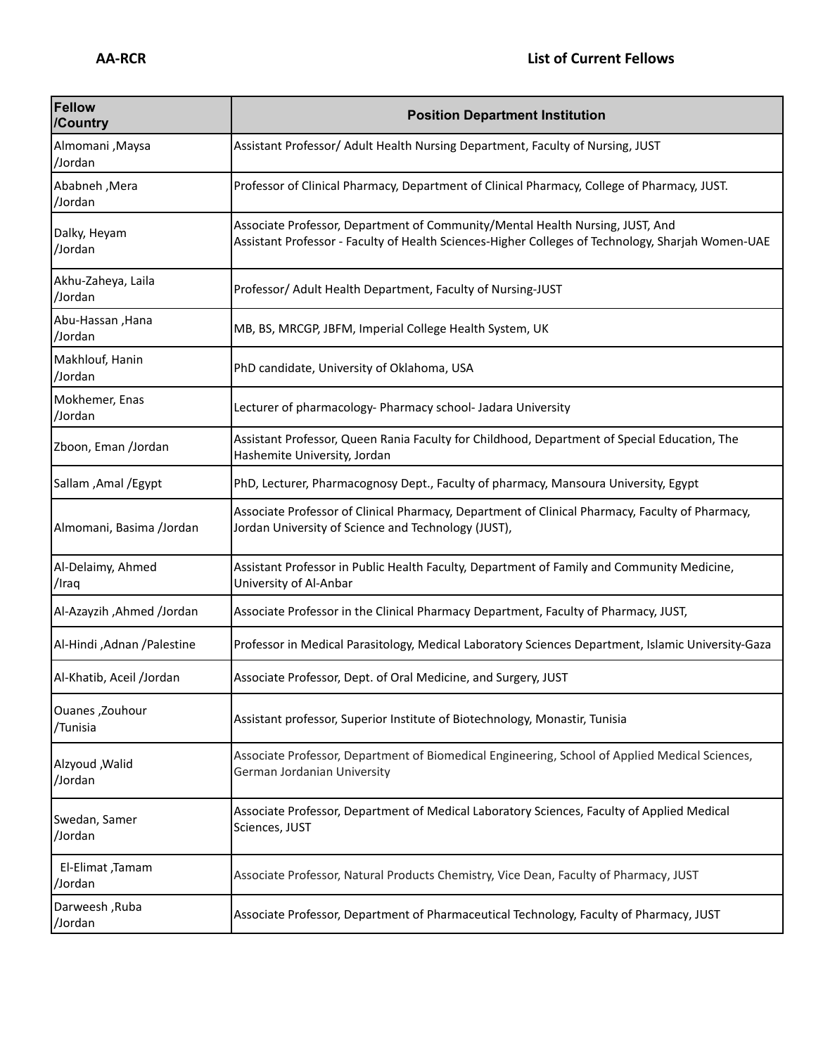**AA-RCR** **List of Current Fellows**

| Fellow /Country | Position Department Institution |
|---|---|
| Almomani ,Maysa /Jordan | Assistant Professor/ Adult Health Nursing Department, Faculty of Nursing, JUST |
| Ababneh ,Mera /Jordan | Professor of Clinical Pharmacy, Department of Clinical Pharmacy, College of Pharmacy, JUST. |
| Dalky, Heyam /Jordan | Associate Professor, Department of Community/Mental Health Nursing, JUST, And Assistant Professor - Faculty of Health Sciences-Higher Colleges of Technology, Sharjah Women-UAE |
| Akhu-Zaheya, Laila /Jordan | Professor/ Adult Health Department, Faculty of Nursing-JUST |
| Abu-Hassan ,Hana /Jordan | MB, BS, MRCGP, JBFM, Imperial College Health System, UK |
| Makhlouf, Hanin /Jordan | PhD candidate, University of Oklahoma, USA |
| Mokhemer, Enas /Jordan | Lecturer of pharmacology- Pharmacy school- Jadara University |
| Zboon, Eman /Jordan | Assistant Professor, Queen Rania Faculty for Childhood, Department of Special Education, The Hashemite University, Jordan |
| Sallam ,Amal /Egypt | PhD, Lecturer, Pharmacognosy Dept., Faculty of pharmacy, Mansoura University, Egypt |
| Almomani, Basima /Jordan | Associate Professor of Clinical Pharmacy, Department of Clinical Pharmacy, Faculty of Pharmacy, Jordan University of Science and Technology (JUST), |
| Al-Delaimy, Ahmed /Iraq | Assistant Professor in Public Health Faculty, Department of Family and Community Medicine, University of Al-Anbar |
| Al-Azayzih ,Ahmed /Jordan | Associate Professor in the Clinical Pharmacy Department, Faculty of Pharmacy, JUST, |
| Al-Hindi ,Adnan /Palestine | Professor in Medical Parasitology, Medical Laboratory Sciences Department, Islamic University-Gaza |
| Al-Khatib, Aceil /Jordan | Associate Professor, Dept. of Oral Medicine, and Surgery, JUST |
| Ouanes ,Zouhour /Tunisia | Assistant professor, Superior Institute of Biotechnology, Monastir, Tunisia |
| Alzyoud ,Walid /Jordan | Associate Professor, Department of Biomedical Engineering, School of Applied Medical Sciences, German Jordanian University |
| Swedan, Samer /Jordan | Associate Professor, Department of Medical Laboratory Sciences, Faculty of Applied Medical Sciences, JUST |
| El-Elimat ,Tamam /Jordan | Associate Professor, Natural Products Chemistry, Vice Dean, Faculty of Pharmacy, JUST |
| Darweesh ,Ruba /Jordan | Associate Professor, Department of Pharmaceutical Technology, Faculty of Pharmacy, JUST |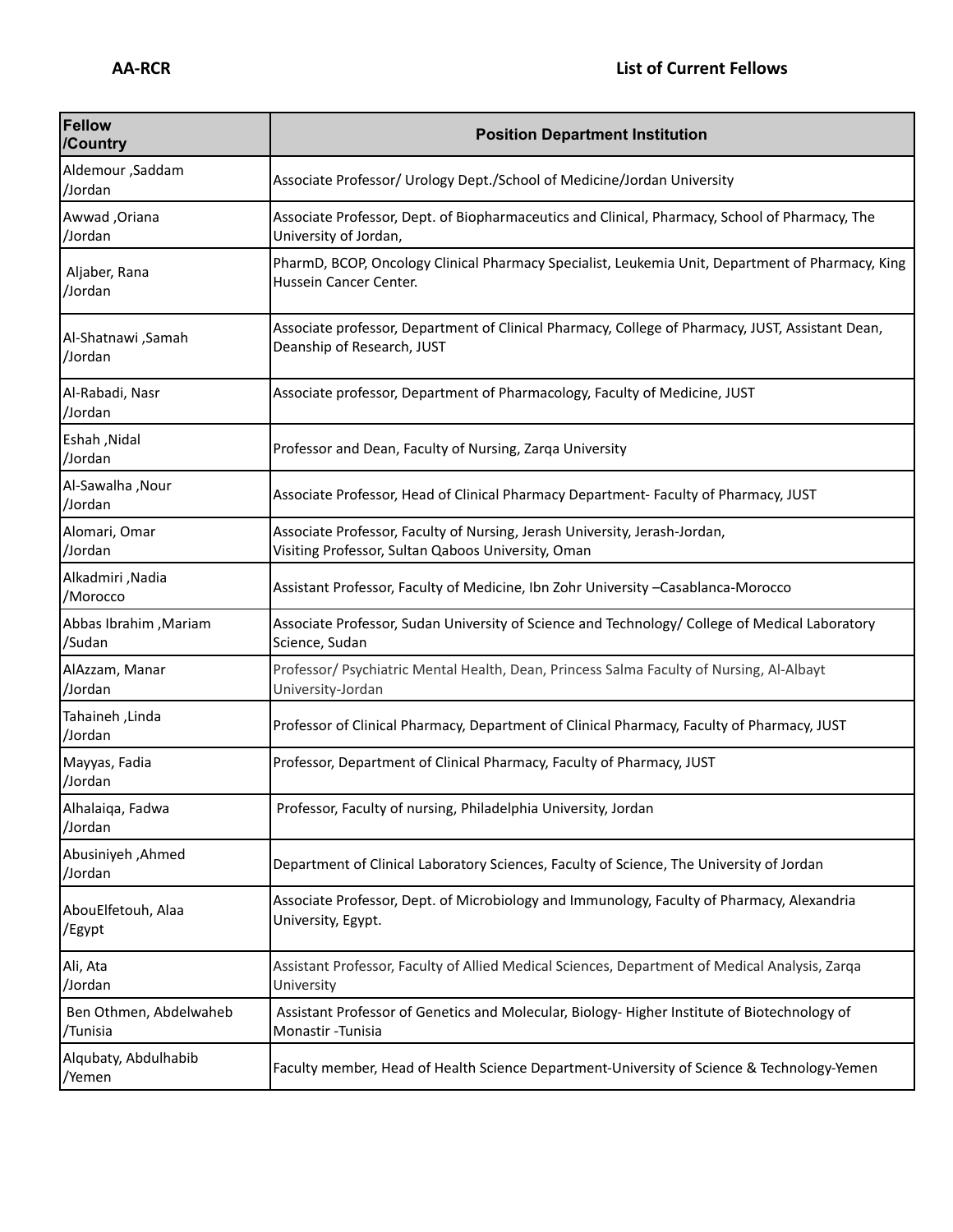**AA-RCR** **List of Current Fellows**

| Fellow /Country | Position Department Institution |
|---|---|
| Aldemour ,Saddam /Jordan | Associate Professor/ Urology Dept./School of Medicine/Jordan University |
| Awwad ,Oriana /Jordan | Associate Professor, Dept. of Biopharmaceutics and Clinical, Pharmacy, School of Pharmacy, The University of Jordan, |
| Aljaber, Rana /Jordan | PharmD, BCOP, Oncology Clinical Pharmacy Specialist, Leukemia Unit, Department of Pharmacy, King Hussein Cancer Center. |
| Al-Shatnawi ,Samah /Jordan | Associate professor, Department of Clinical Pharmacy, College of Pharmacy, JUST, Assistant Dean, Deanship of Research, JUST |
| Al-Rabadi, Nasr /Jordan | Associate professor, Department of Pharmacology, Faculty of Medicine, JUST |
| Eshah ,Nidal /Jordan | Professor and Dean, Faculty of Nursing, Zarqa University |
| Al-Sawalha ,Nour /Jordan | Associate Professor, Head of Clinical Pharmacy Department- Faculty of Pharmacy, JUST |
| Alomari, Omar /Jordan | Associate Professor, Faculty of Nursing, Jerash University, Jerash-Jordan, Visiting Professor, Sultan Qaboos University, Oman |
| Alkadmiri ,Nadia /Morocco | Assistant Professor, Faculty of Medicine, Ibn Zohr University –Casablanca-Morocco |
| Abbas Ibrahim ,Mariam /Sudan | Associate Professor, Sudan University of Science and Technology/ College of Medical Laboratory Science, Sudan |
| AlAzzam, Manar /Jordan | Professor/ Psychiatric Mental Health, Dean, Princess Salma Faculty of Nursing, Al-Albayt University-Jordan |
| Tahaineh ,Linda /Jordan | Professor of Clinical Pharmacy, Department of Clinical Pharmacy, Faculty of Pharmacy, JUST |
| Mayyas, Fadia /Jordan | Professor, Department of Clinical Pharmacy, Faculty of Pharmacy, JUST |
| Alhalaiqa, Fadwa /Jordan | Professor, Faculty of nursing, Philadelphia University, Jordan |
| Abusiniyeh ,Ahmed /Jordan | Department of Clinical Laboratory Sciences, Faculty of Science, The University of Jordan |
| AbouElfetouh, Alaa /Egypt | Associate Professor, Dept. of Microbiology and Immunology, Faculty of Pharmacy, Alexandria University, Egypt. |
| Ali, Ata /Jordan | Assistant Professor, Faculty of Allied Medical Sciences, Department of Medical Analysis, Zarqa University |
| Ben Othmen, Abdelwaheb /Tunisia | Assistant Professor of Genetics and Molecular, Biology- Higher Institute of Biotechnology of Monastir -Tunisia |
| Alqubaty, Abdulhabib /Yemen | Faculty member, Head of Health Science Department-University of Science & Technology-Yemen |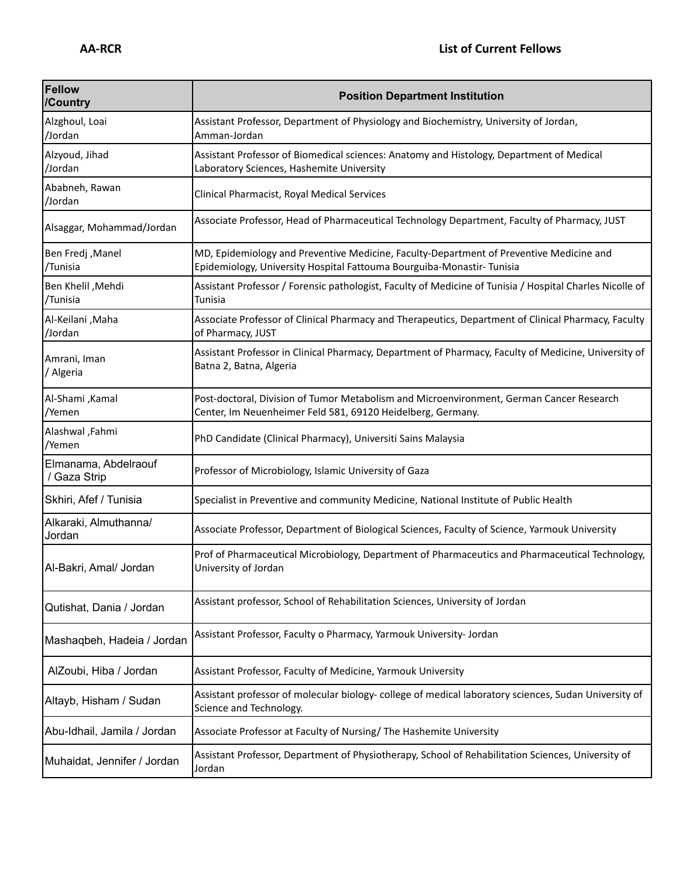**AA-RCR** **List of Current Fellows**

| Fellow /Country | Position Department Institution |
|---|---|
| Alzghoul, Loai /Jordan | Assistant Professor, Department of Physiology and Biochemistry, University of Jordan, Amman-Jordan |
| Alzyoud, Jihad /Jordan | Assistant Professor of Biomedical sciences: Anatomy and Histology, Department of Medical Laboratory Sciences, Hashemite University |
| Ababneh, Rawan /Jordan | Clinical Pharmacist, Royal Medical Services |
| Alsaggar, Mohammad/Jordan | Associate Professor, Head of Pharmaceutical Technology Department, Faculty of Pharmacy, JUST |
| Ben Fredj ,Manel /Tunisia | MD, Epidemiology and Preventive Medicine, Faculty-Department of Preventive Medicine and Epidemiology, University Hospital Fattouma Bourguiba-Monastir- Tunisia |
| Ben Khelil ,Mehdi /Tunisia | Assistant Professor / Forensic pathologist, Faculty of Medicine of Tunisia / Hospital Charles Nicolle of Tunisia |
| Al-Keilani ,Maha /Jordan | Associate Professor of Clinical Pharmacy and Therapeutics, Department of Clinical Pharmacy, Faculty of Pharmacy, JUST |
| Amrani, Iman / Algeria | Assistant Professor in Clinical Pharmacy, Department of Pharmacy, Faculty of Medicine, University of Batna 2, Batna, Algeria |
| Al-Shami ,Kamal /Yemen | Post-doctoral, Division of Tumor Metabolism and Microenvironment, German Cancer Research Center, Im Neuenheimer Feld 581, 69120 Heidelberg, Germany. |
| Alashwal ,Fahmi /Yemen | PhD Candidate (Clinical Pharmacy), Universiti Sains Malaysia |
| Elmanama, Abdelraouf / Gaza Strip | Professor of Microbiology, Islamic University of Gaza |
| Skhiri, Afef / Tunisia | Specialist in Preventive and community Medicine, National Institute of Public Health |
| Alkaraki, Almuthanna/ Jordan | Associate Professor, Department of Biological Sciences, Faculty of Science, Yarmouk University |
| Al-Bakri, Amal/ Jordan | Prof of Pharmaceutical Microbiology, Department of Pharmaceutics and Pharmaceutical Technology, University of Jordan |
| Qutishat, Dania / Jordan | Assistant professor, School of Rehabilitation Sciences, University of Jordan |
| Mashaqbeh, Hadeia / Jordan | Assistant Professor, Faculty o Pharmacy, Yarmouk University- Jordan |
| AlZoubi, Hiba / Jordan | Assistant Professor, Faculty of Medicine, Yarmouk University |
| Altayb, Hisham / Sudan | Assistant professor of molecular biology- college of medical laboratory sciences, Sudan University of Science and Technology. |
| Abu-Idhail, Jamila / Jordan | Associate Professor at Faculty of Nursing/ The Hashemite University |
| Muhaidat, Jennifer / Jordan | Assistant Professor, Department of Physiotherapy, School of Rehabilitation Sciences, University of Jordan |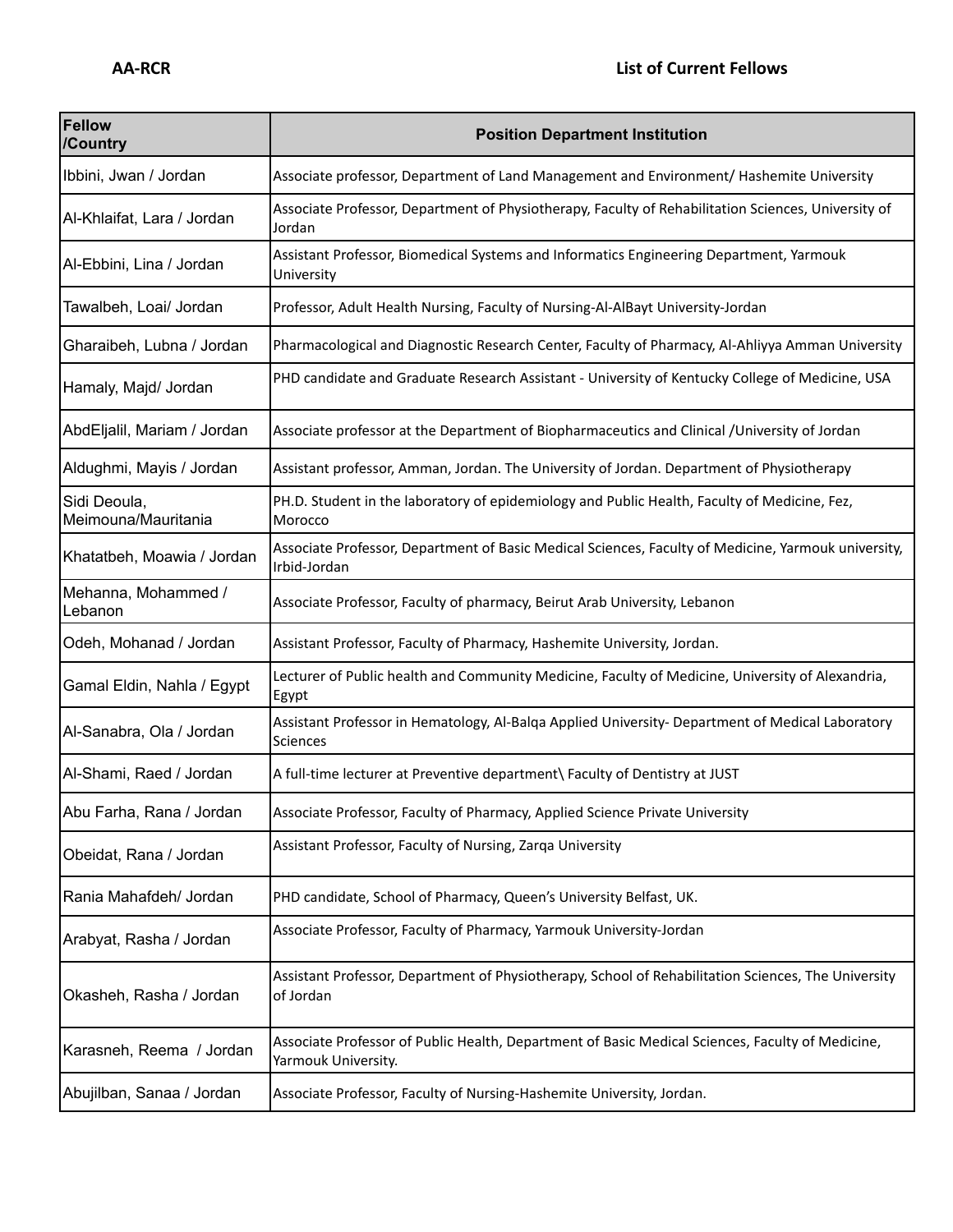**AA-RCR** **List of Current Fellows**

| Fellow /Country | Position Department Institution |
|---|---|
| Ibbini, Jwan / Jordan | Associate professor, Department of Land Management and Environment/ Hashemite University |
| Al-Khlaifat, Lara / Jordan | Associate Professor, Department of Physiotherapy, Faculty of Rehabilitation Sciences, University of Jordan |
| Al-Ebbini, Lina / Jordan | Assistant Professor, Biomedical Systems and Informatics Engineering Department, Yarmouk University |
| Tawalbeh, Loai/ Jordan | Professor, Adult Health Nursing, Faculty of Nursing-Al-AlBayt University-Jordan |
| Gharaibeh, Lubna / Jordan | Pharmacological and Diagnostic Research Center, Faculty of Pharmacy, Al-Ahliyya Amman University |
| Hamaly, Majd/ Jordan | PHD candidate and Graduate Research Assistant - University of Kentucky College of Medicine, USA |
| AbdEljalil, Mariam / Jordan | Associate professor at the Department of Biopharmaceutics and Clinical /University of Jordan |
| Aldughmi, Mayis / Jordan | Assistant professor, Amman, Jordan. The University of Jordan. Department of Physiotherapy |
| Sidi Deoula, Meimouna/Mauritania | PH.D. Student in the laboratory of epidemiology and Public Health, Faculty of Medicine, Fez, Morocco |
| Khatatbeh, Moawia / Jordan | Associate Professor, Department of Basic Medical Sciences, Faculty of Medicine, Yarmouk university, Irbid-Jordan |
| Mehanna, Mohammed / Lebanon | Associate Professor, Faculty of pharmacy, Beirut Arab University, Lebanon |
| Odeh, Mohanad / Jordan | Assistant Professor, Faculty of Pharmacy, Hashemite University, Jordan. |
| Gamal Eldin, Nahla / Egypt | Lecturer of Public health and Community Medicine, Faculty of Medicine, University of Alexandria, Egypt |
| Al-Sanabra, Ola / Jordan | Assistant Professor in Hematology, Al-Balqa Applied University- Department of Medical Laboratory Sciences |
| Al-Shami, Raed / Jordan | A full-time lecturer at Preventive department\ Faculty of Dentistry at JUST |
| Abu Farha, Rana / Jordan | Associate Professor, Faculty of Pharmacy, Applied Science Private University |
| Obeidat, Rana / Jordan | Assistant Professor, Faculty of Nursing, Zarqa University |
| Rania Mahafdeh/ Jordan | PHD candidate, School of Pharmacy, Queen's University Belfast, UK. |
| Arabyat, Rasha / Jordan | Associate Professor, Faculty of Pharmacy, Yarmouk University-Jordan |
| Okasheh, Rasha / Jordan | Assistant Professor, Department of Physiotherapy, School of Rehabilitation Sciences, The University of Jordan |
| Karasneh, Reema / Jordan | Associate Professor of Public Health, Department of Basic Medical Sciences, Faculty of Medicine, Yarmouk University. |
| Abujilban, Sanaa / Jordan | Associate Professor, Faculty of Nursing-Hashemite University, Jordan. |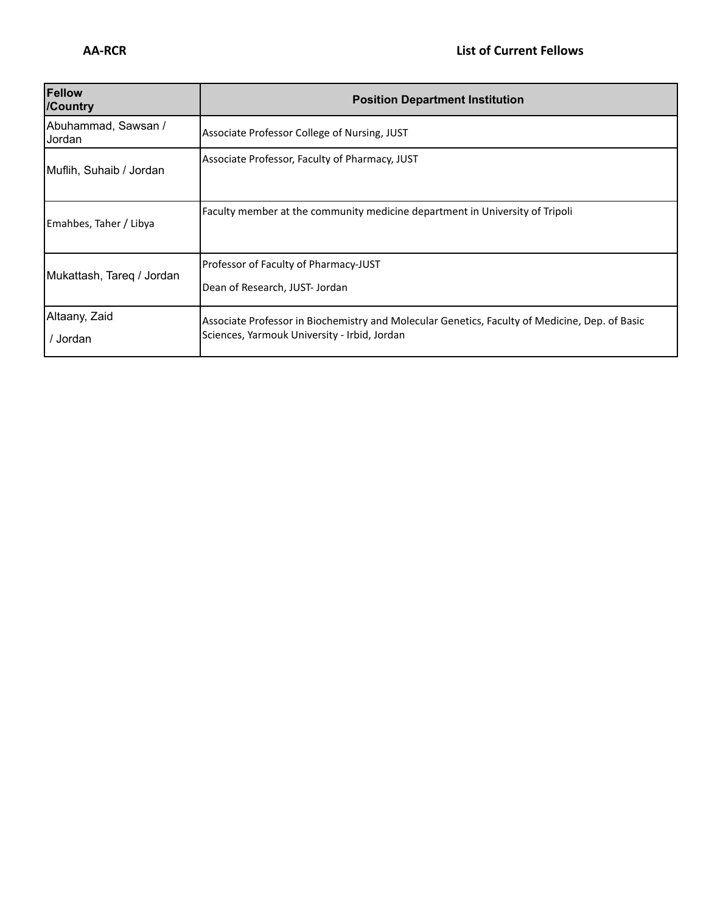**AA-RCR** **List of Current Fellows**

| Fellow /Country | Position Department Institution |
| --- | --- |
| Abuhammad, Sawsan / Jordan | Associate Professor College of Nursing, JUST |
| Muflih, Suhaib / Jordan | Associate Professor, Faculty of Pharmacy, JUST |
| Emahbes, Taher / Libya | Faculty member at the community medicine department in University of Tripoli |
| Mukattash, Tareq / Jordan | Professor of Faculty of Pharmacy-JUST<br>Dean of Research, JUST- Jordan |
| Altaany, Zaid / Jordan | Associate Professor in Biochemistry and Molecular Genetics, Faculty of Medicine, Dep. of Basic Sciences, Yarmouk University - Irbid, Jordan |